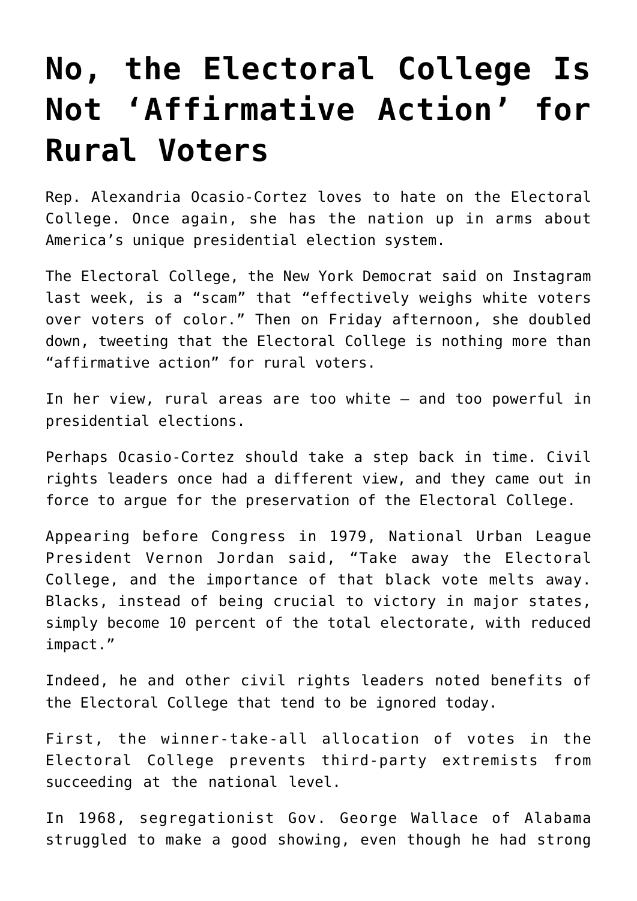# No, the Electoral College Is Not 'Affirmative Action' for Rural Voters

Rep. Alexandria Ocasio-Cortez loves to hate on the Electoral College. Once again, she has the nation up in arms about America's unique presidential election system.

The Electoral College, the New York Democrat said on Instagram last week, is a "scam" that "effectively weighs white voters over voters of color." Then on Friday afternoon, she doubled down, tweeting that the Electoral College is nothing more than "affirmative action" for rural voters.

In her view, rural areas are too white — and too powerful in presidential elections.

Perhaps Ocasio-Cortez should take a step back in time. Civil rights leaders once had a different view, and they came out in force to argue for the preservation of the Electoral College.

Appearing before Congress in 1979, National Urban League President Vernon Jordan said, "Take away the Electoral College, and the importance of that black vote melts away. Blacks, instead of being crucial to victory in major states, simply become 10 percent of the total electorate, with reduced impact."

Indeed, he and other civil rights leaders noted benefits of the Electoral College that tend to be ignored today.

First, the winner-take-all allocation of votes in the Electoral College prevents third-party extremists from succeeding at the national level.

In 1968, segregationist Gov. George Wallace of Alabama struggled to make a good showing, even though he had strong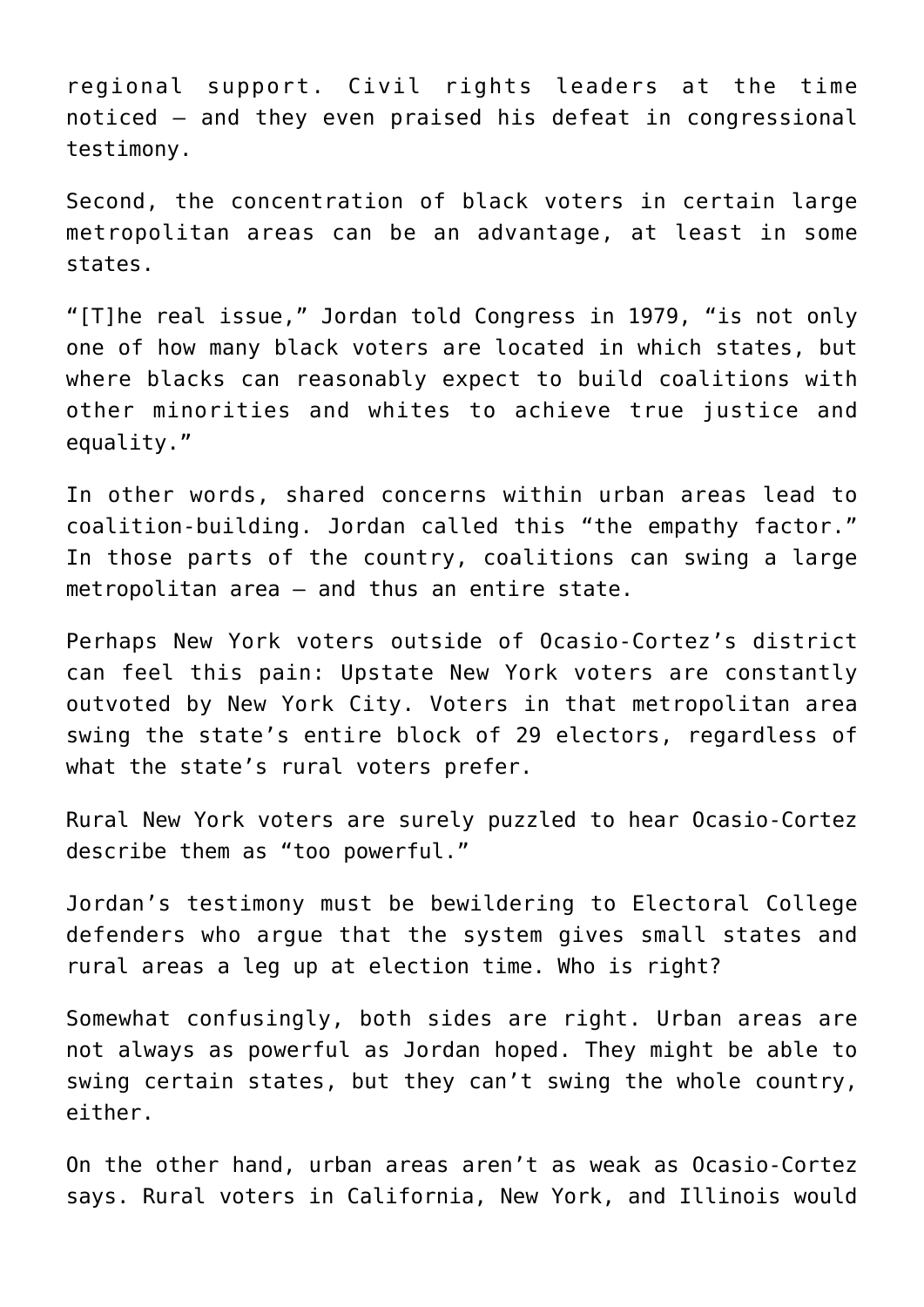regional support. Civil rights leaders at the time noticed — and they even praised his defeat in congressional testimony.

Second, the concentration of black voters in certain large metropolitan areas can be an advantage, at least in some states.

"[T]he real issue," Jordan told Congress in 1979, "is not only one of how many black voters are located in which states, but where blacks can reasonably expect to build coalitions with other minorities and whites to achieve true justice and equality."

In other words, shared concerns within urban areas lead to coalition-building. Jordan called this "the empathy factor." In those parts of the country, coalitions can swing a large metropolitan area — and thus an entire state.

Perhaps New York voters outside of Ocasio-Cortez's district can feel this pain: Upstate New York voters are constantly outvoted by New York City. Voters in that metropolitan area swing the state's entire block of 29 electors, regardless of what the state's rural voters prefer.

Rural New York voters are surely puzzled to hear Ocasio-Cortez describe them as "too powerful."

Jordan's testimony must be bewildering to Electoral College defenders who argue that the system gives small states and rural areas a leg up at election time. Who is right?

Somewhat confusingly, both sides are right. Urban areas are not always as powerful as Jordan hoped. They might be able to swing certain states, but they can't swing the whole country, either.

On the other hand, urban areas aren't as weak as Ocasio-Cortez says. Rural voters in California, New York, and Illinois would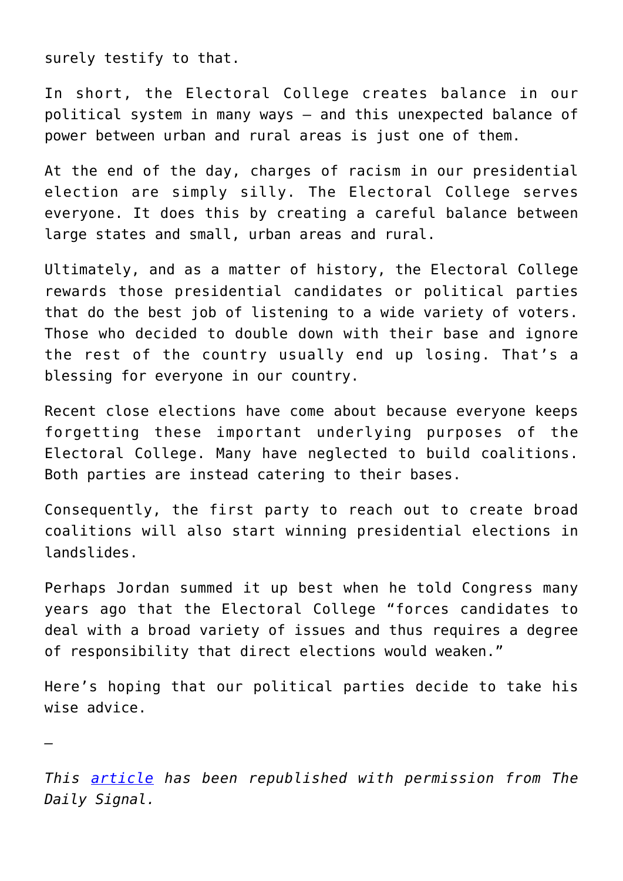surely testify to that.

In short, the Electoral College creates balance in our political system in many ways — and this unexpected balance of power between urban and rural areas is just one of them.

At the end of the day, charges of racism in our presidential election are simply silly. The Electoral College serves everyone. It does this by creating a careful balance between large states and small, urban areas and rural.

Ultimately, and as a matter of history, the Electoral College rewards those presidential candidates or political parties that do the best job of listening to a wide variety of voters. Those who decided to double down with their base and ignore the rest of the country usually end up losing. That's a blessing for everyone in our country.

Recent close elections have come about because everyone keeps forgetting these important underlying purposes of the Electoral College. Many have neglected to build coalitions. Both parties are instead catering to their bases.

Consequently, the first party to reach out to create broad coalitions will also start winning presidential elections in landslides.

Perhaps Jordan summed it up best when he told Congress many years ago that the Electoral College "forces candidates to deal with a broad variety of issues and thus requires a degree of responsibility that direct elections would weaken."

Here's hoping that our political parties decide to take his wise advice.

—

*This article has been republished with permission from The Daily Signal.*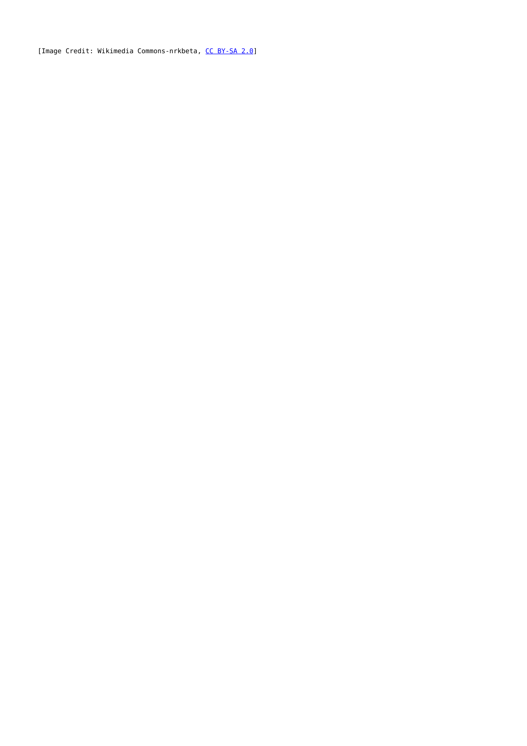[Image Credit: Wikimedia Commons-nrkbeta, [CC BY-SA 2.0](https://creativecommons.org/licenses/by-sa/2.0/)]